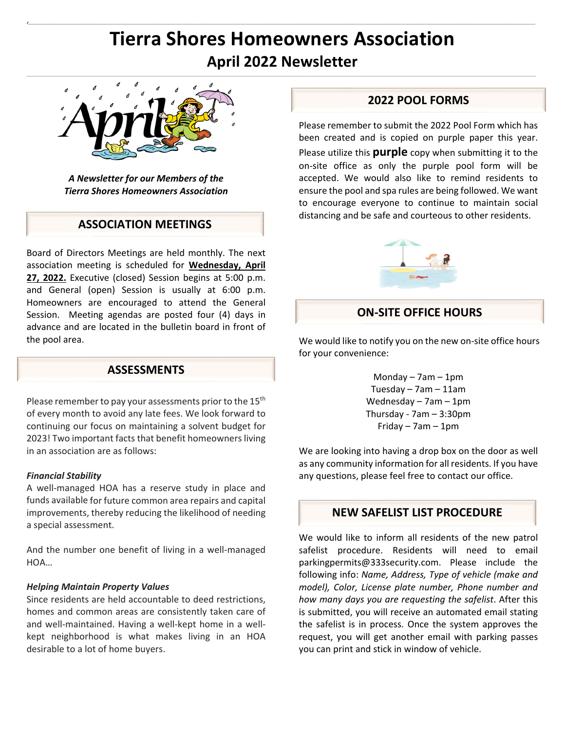# Tierra Shores Homeowners Association

## April 2022 Newsletter

***A Newsletter for our Members of the Tierra Shores Homeowners Association***

## ASSOCIATION MEETINGS

Board of Directors Meetings are held monthly. The next association meeting is scheduled for **Wednesday, April 27, 2022.** Executive (closed) Session begins at 5:00 p.m. and General (open) Session is usually at 6:00 p.m. Homeowners are encouraged to attend the General Session. Meeting agendas are posted four (4) days in advance and are located in the bulletin board in front of the pool area.

## ASSESSMENTS

Please remember to pay your assessments prior to the 15th of every month to avoid any late fees. We look forward to continuing our focus on maintaining a solvent budget for 2023! Two important facts that benefit homeowners living in an association are as follows:

***Financial Stability***

A well-managed HOA has a reserve study in place and funds available for future common area repairs and capital improvements, thereby reducing the likelihood of needing a special assessment.

And the number one benefit of living in a well-managed HOA…

***Helping Maintain Property Values***

Since residents are held accountable to deed restrictions, homes and common areas are consistently taken care of and well-maintained. Having a well-kept home in a well-kept neighborhood is what makes living in an HOA desirable to a lot of home buyers.

## 2022 POOL FORMS

Please remember to submit the 2022 Pool Form which has been created and is copied on purple paper this year. Please utilize this **purple** copy when submitting it to the on-site office as only the purple pool form will be accepted. We would also like to remind residents to ensure the pool and spa rules are being followed. We want to encourage everyone to continue to maintain social distancing and be safe and courteous to other residents.

## ON-SITE OFFICE HOURS

We would like to notify you on the new on-site office hours for your convenience:

Monday – 7am – 1pm
Tuesday – 7am – 11am
Wednesday – 7am – 1pm
Thursday - 7am – 3:30pm
Friday – 7am – 1pm

We are looking into having a drop box on the door as well as any community information for all residents. If you have any questions, please feel free to contact our office.

## NEW SAFELIST LIST PROCEDURE

We would like to inform all residents of the new patrol safelist procedure. Residents will need to email parkingpermits@333security.com. Please include the following info: *Name, Address, Type of vehicle (make and model), Color, License plate number, Phone number and how many days you are requesting the safelist*. After this is submitted, you will receive an automated email stating the safelist is in process. Once the system approves the request, you will get another email with parking passes you can print and stick in window of vehicle.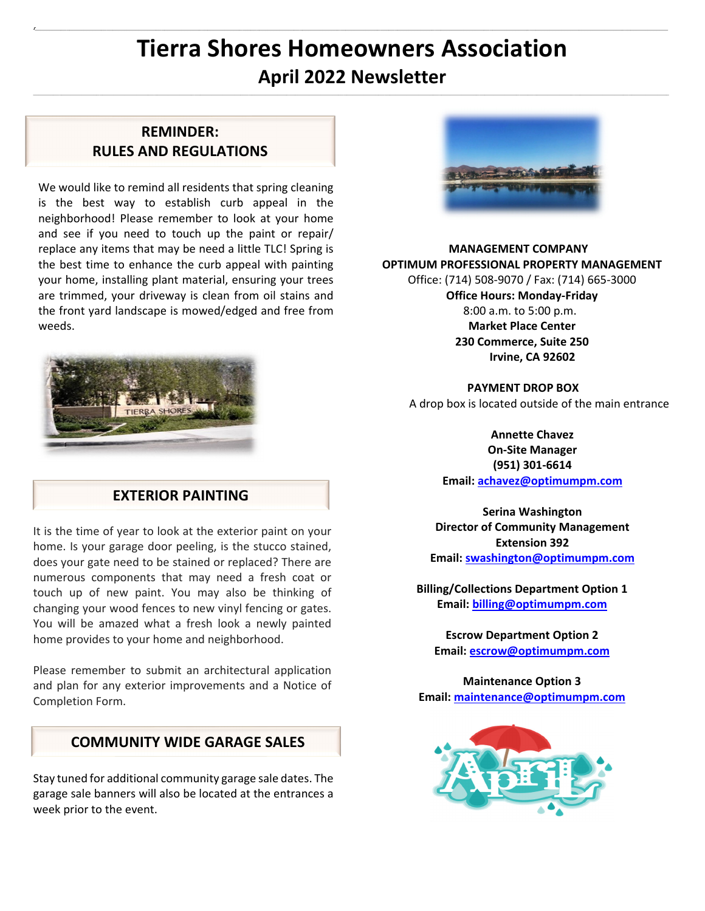# Tierra Shores Homeowners Association

## April 2022 Newsletter

### REMINDER: RULES AND REGULATIONS

We would like to remind all residents that spring cleaning is the best way to establish curb appeal in the neighborhood! Please remember to look at your home and see if you need to touch up the paint or repair/ replace any items that may be need a little TLC! Spring is the best time to enhance the curb appeal with painting your home, installing plant material, ensuring your trees are trimmed, your driveway is clean from oil stains and the front yard landscape is mowed/edged and free from weeds.

### EXTERIOR PAINTING

It is the time of year to look at the exterior paint on your home. Is your garage door peeling, is the stucco stained, does your gate need to be stained or replaced? There are numerous components that may need a fresh coat or touch up of new paint. You may also be thinking of changing your wood fences to new vinyl fencing or gates. You will be amazed what a fresh look a newly painted home provides to your home and neighborhood.

Please remember to submit an architectural application and plan for any exterior improvements and a Notice of Completion Form.

### COMMUNITY WIDE GARAGE SALES

Stay tuned for additional community garage sale dates. The garage sale banners will also be located at the entrances a week prior to the event.

**MANAGEMENT COMPANY**
**OPTIMUM PROFESSIONAL PROPERTY MANAGEMENT**
Office: (714) 508-9070 / Fax: (714) 665-3000
**Office Hours: Monday-Friday**
8:00 a.m. to 5:00 p.m.
**Market Place Center**
**230 Commerce, Suite 250**
**Irvine, CA 92602**

**PAYMENT DROP BOX**
A drop box is located outside of the main entrance

**Annette Chavez**
**On-Site Manager**
**(951) 301-6614**
**Email:** achavez@optimumpm.com

**Serina Washington**
**Director of Community Management**
**Extension 392**
**Email:** swashington@optimumpm.com

**Billing/Collections Department Option 1**
**Email:** billing@optimumpm.com

**Escrow Department Option 2**
**Email:** escrow@optimumpm.com

**Maintenance Option 3**
**Email:** maintenance@optimumpm.com